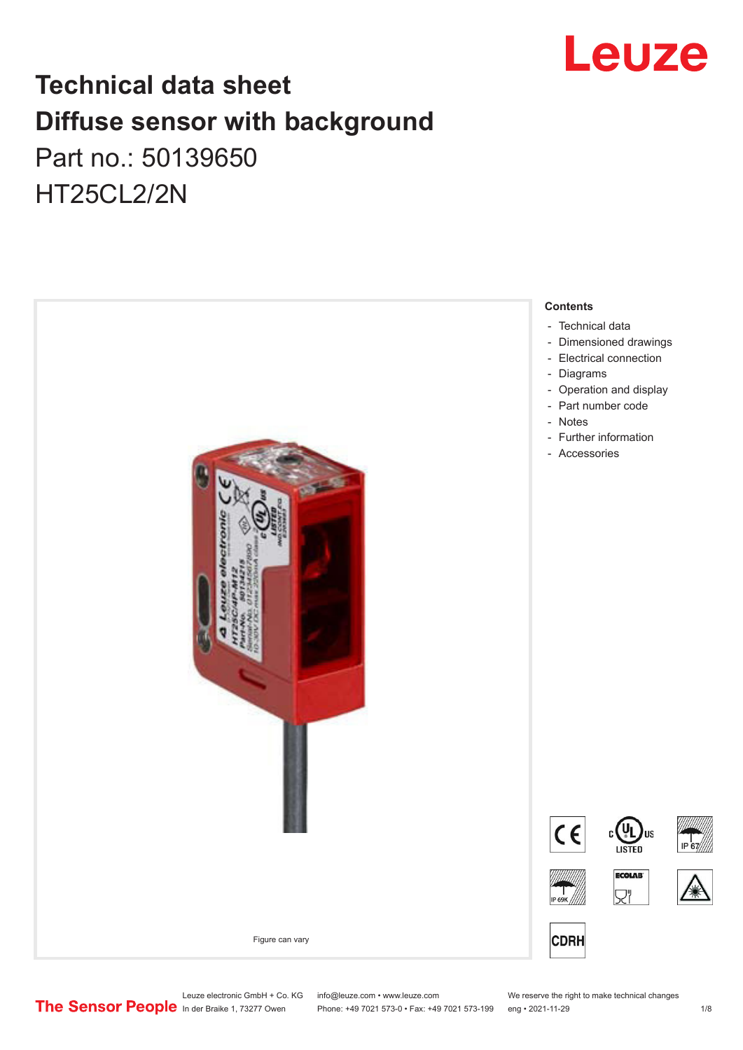# Technical data sheet
# Diffuse sensor with background

Part no.: 50139650

HT25CL2/2N

Figure can vary

**Contents**

- Technical data
- Dimensioned drawings
- Electrical connection
- Diagrams
- Operation and display
- Part number code
- Notes
- Further information
- Accessories

Leuze electronic GmbH + Co. KG
In der Braike 1, 73277 Owen

info@leuze.com • www.leuze.com
Phone: +49 7021 573-0 • Fax: +49 7021 573-199

We reserve the right to make technical changes
eng • 2021-11-29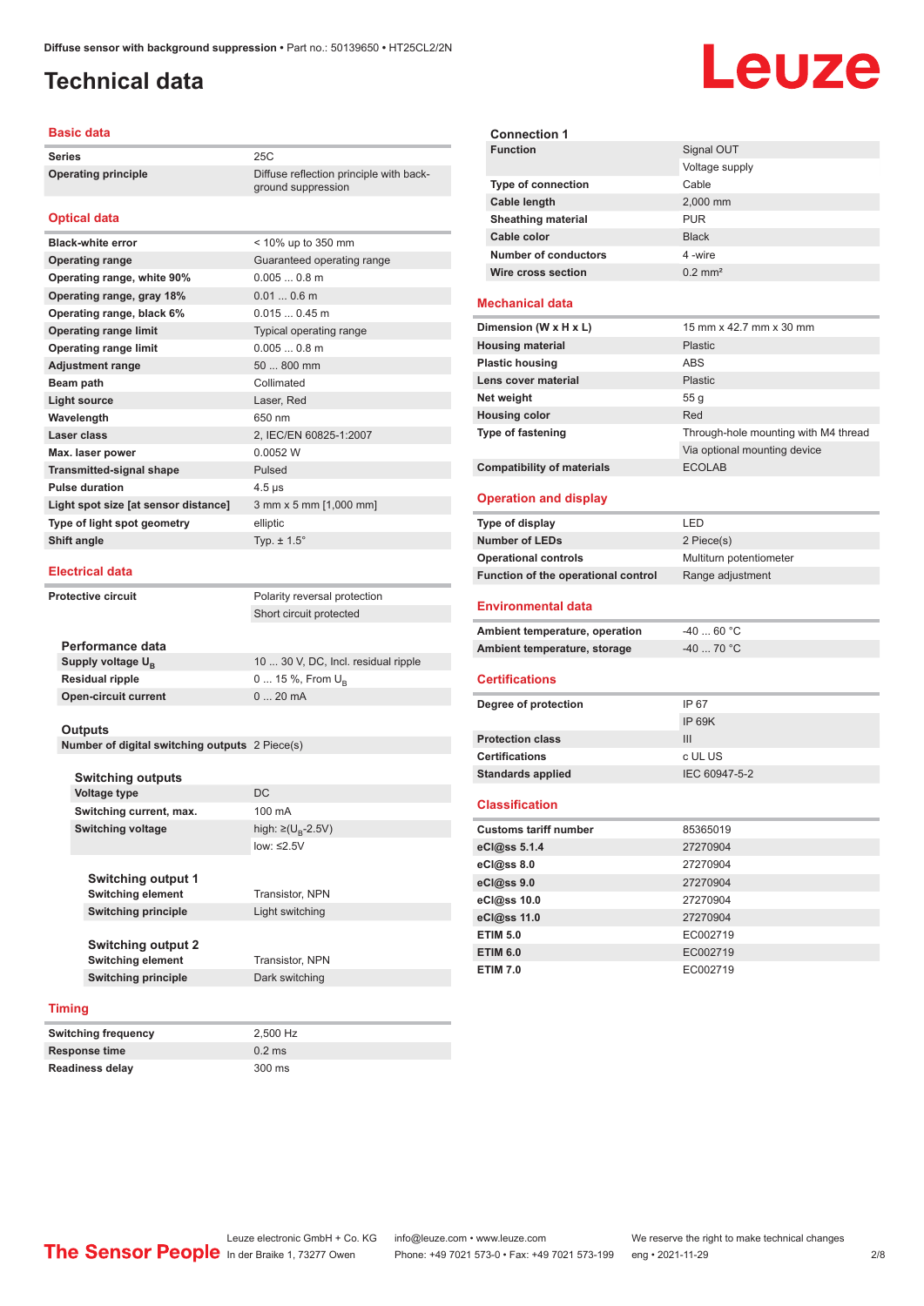# Technical data

## Basic data

| | |
|---|---|
| Series | 25C |
| Operating principle | Diffuse reflection principle with background suppression |

## Optical data

| | |
|---|---|
| Black-white error | < 10% up to 350 mm |
| Operating range | Guaranteed operating range |
| Operating range, white 90% | 0.005 ... 0.8 m |
| Operating range, gray 18% | 0.01 ... 0.6 m |
| Operating range, black 6% | 0.015 ... 0.45 m |
| Operating range limit | Typical operating range |
| Operating range limit | 0.005 ... 0.8 m |
| Adjustment range | 50 ... 800 mm |
| Beam path | Collimated |
| Light source | Laser, Red |
| Wavelength | 650 nm |
| Laser class | 2, IEC/EN 60825-1:2007 |
| Max. laser power | 0.0052 W |
| Transmitted-signal shape | Pulsed |
| Pulse duration | 4.5 µs |
| Light spot size [at sensor distance] | 3 mm x 5 mm [1,000 mm] |
| Type of light spot geometry | elliptic |
| Shift angle | Typ. ± 1.5° |

## Electrical data

| | |
|---|---|
| Protective circuit | Polarity reversal protection |
| | Short circuit protected |

### Performance data

| | |
|---|---|
| Supply voltage $U_B$ | 10 ... 30 V, DC, Incl. residual ripple |
| Residual ripple | 0 ... 15 %, From $U_B$ |
| Open-circuit current | 0 ... 20 mA |

### Outputs

| | |
|---|---|
| Number of digital switching outputs | 2 Piece(s) |

#### Switching outputs

| | |
|---|---|
| Voltage type | DC |
| Switching current, max. | 100 mA |
| Switching voltage | high: ≥($U_B$-2.5V) |
| | low: ≤2.5V |

##### Switching output 1

| | |
|---|---|
| Switching element | Transistor, NPN |
| Switching principle | Light switching |

##### Switching output 2

| | |
|---|---|
| Switching element | Transistor, NPN |
| Switching principle | Dark switching |

## Timing

| | |
|---|---|
| Switching frequency | 2,500 Hz |
| Response time | 0.2 ms |
| Readiness delay | 300 ms |

### Connection 1

| | |
|---|---|
| Function | Signal OUT |
| | Voltage supply |
| Type of connection | Cable |
| Cable length | 2,000 mm |
| Sheathing material | PUR |
| Cable color | Black |
| Number of conductors | 4 -wire |
| Wire cross section | 0.2 mm² |

## Mechanical data

| | |
|---|---|
| Dimension (W x H x L) | 15 mm x 42.7 mm x 30 mm |
| Housing material | Plastic |
| Plastic housing | ABS |
| Lens cover material | Plastic |
| Net weight | 55 g |
| Housing color | Red |
| Type of fastening | Through-hole mounting with M4 thread |
| | Via optional mounting device |
| Compatibility of materials | ECOLAB |

## Operation and display

| | |
|---|---|
| Type of display | LED |
| Number of LEDs | 2 Piece(s) |
| Operational controls | Multiturn potentiometer |
| Function of the operational control | Range adjustment |

## Environmental data

| | |
|---|---|
| Ambient temperature, operation | -40 ... 60 °C |
| Ambient temperature, storage | -40 ... 70 °C |

## Certifications

| | |
|---|---|
| Degree of protection | IP 67 |
| | IP 69K |
| Protection class | III |
| Certifications | c UL US |
| Standards applied | IEC 60947-5-2 |

## Classification

| | |
|---|---|
| Customs tariff number | 85365019 |
| eCl@ss 5.1.4 | 27270904 |
| eCl@ss 8.0 | 27270904 |
| eCl@ss 9.0 | 27270904 |
| eCl@ss 10.0 | 27270904 |
| eCl@ss 11.0 | 27270904 |
| ETIM 5.0 | EC002719 |
| ETIM 6.0 | EC002719 |
| ETIM 7.0 | EC002719 |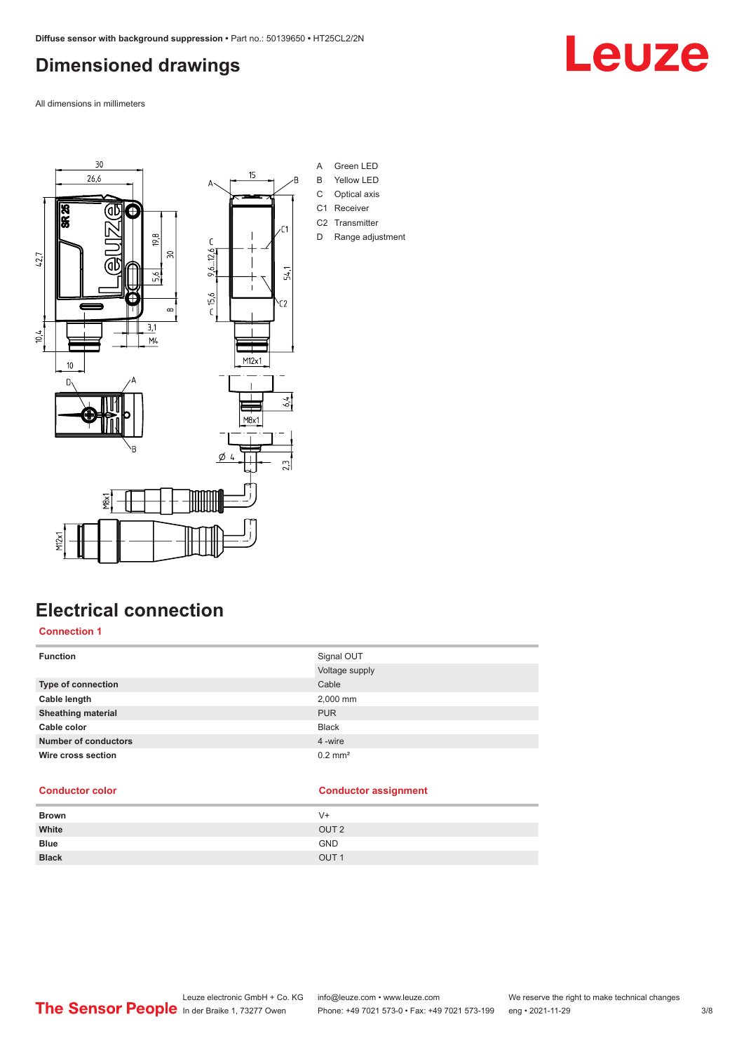# Dimensioned drawings

All dimensions in millimeters

A Green LED
B Yellow LED
C Optical axis
C1 Receiver
C2 Transmitter
D Range adjustment

# Electrical connection

## Connection 1

| Function | Signal OUT |
| --- | --- |
| | Voltage supply |
| Type of connection | Cable |
| Cable length | 2,000 mm |
| Sheathing material | PUR |
| Cable color | Black |
| Number of conductors | 4 -wire |
| Wire cross section | $0.2\ mm^2$ |

| Conductor color | Conductor assignment |
| --- | --- |
| Brown | V+ |
| White | OUT 2 |
| Blue | GND |
| Black | OUT 1 |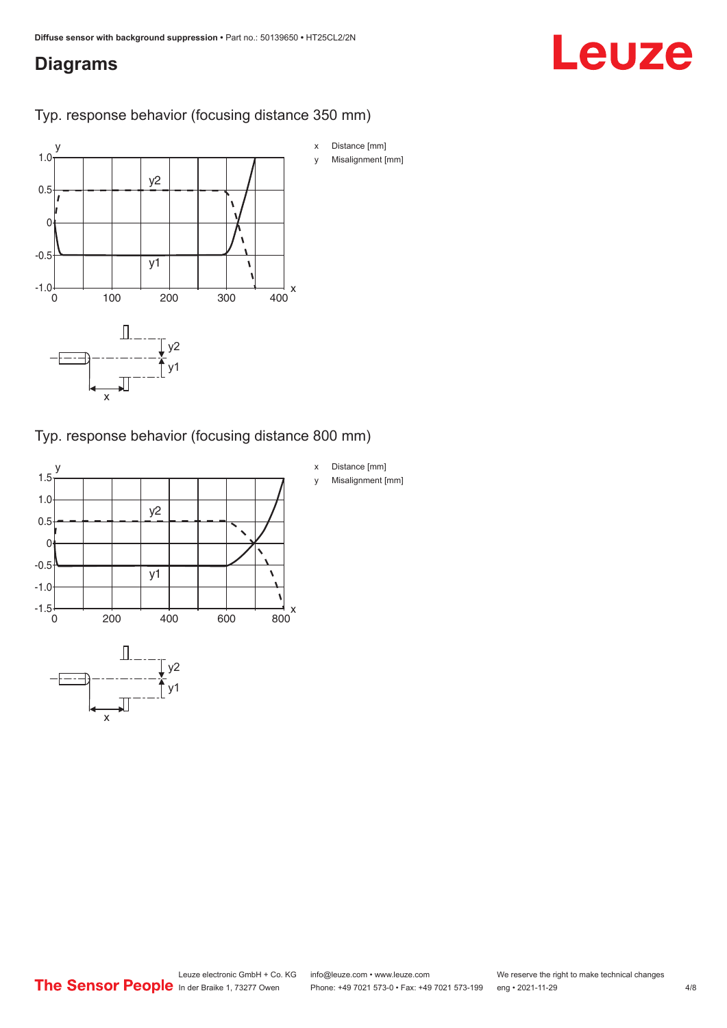## Diagrams

### Typ. response behavior (focusing distance 350 mm)

x Distance [mm]

y Misalignment [mm]

### Typ. response behavior (focusing distance 800 mm)

x Distance [mm]

y Misalignment [mm]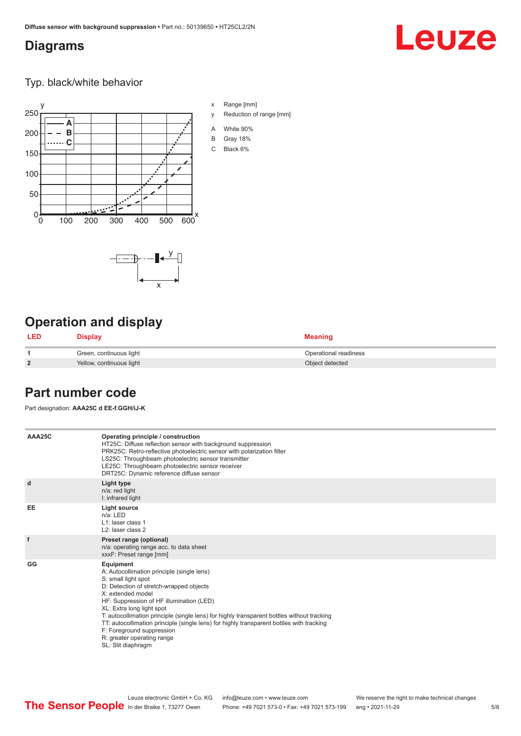## Diagrams

### Typ. black/white behavior

- x Range [mm]
- y Reduction of range [mm]
- A White 90%
- B Gray 18%
- C Black 6%

## Operation and display

| LED | Display | Meaning |
|---|---|---|
| 1 | Green, continuous light | Operational readiness |
| 2 | Yellow, continuous light | Object detected |

## Part number code

Part designation: **AAA25C d EE-f.GGH/iJ-K**

| | |
|---|---|
| AAA25C | **Operating principle / construction**<br>HT25C: Diffuse reflection sensor with background suppression<br>PRK25C: Retro-reflective photoelectric sensor with polarization filter<br>LS25C: Throughbeam photoelectric sensor transmitter<br>LE25C: Throughbeam photoelectric sensor receiver<br>DRT25C: Dynamic reference diffuse sensor |
| d | **Light type**<br>n/a: red light<br>I: infrared light |
| EE | **Light source**<br>n/a: LED<br>L1: laser class 1<br>L2: laser class 2 |
| f | **Preset range (optional)**<br>n/a: operating range acc. to data sheet<br>xxxF: Preset range [mm] |
| GG | **Equipment**<br>A: Autocollimation principle (single lens)<br>S: small light spot<br>D: Detection of stretch-wrapped objects<br>X: extended model<br>HF: Suppression of HF illumination (LED)<br>XL: Extra long light spot<br>T: autocollimation principle (single lens) for highly transparent bottles without tracking<br>TT: autocollimation principle (single lens) for highly transparent bottles with tracking<br>F: Foreground suppression<br>R: greater operating range<br>SL: Slit diaphragm |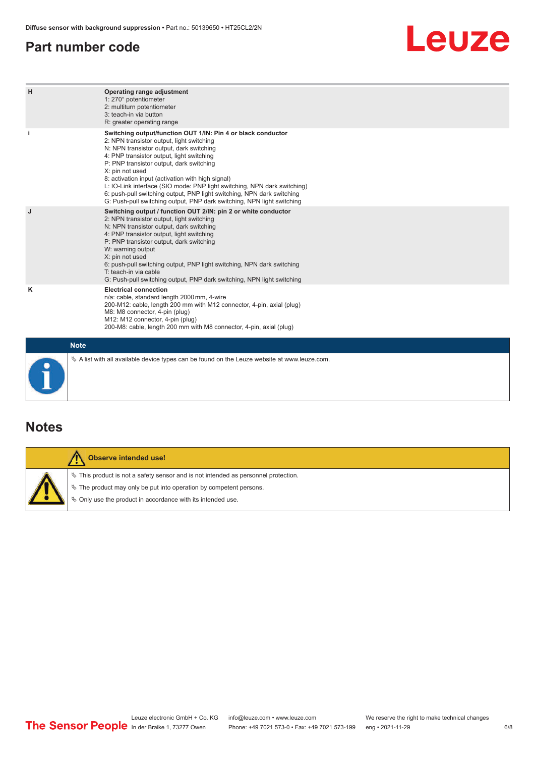## Part number code

| | |
|---|---|
| H | **Operating range adjustment**<br>1: 270° potentiometer<br>2: multiturn potentiometer<br>3: teach-in via button<br>R: greater operating range |
| i | **Switching output/function OUT 1/IN: Pin 4 or black conductor**<br>2: NPN transistor output, light switching<br>N: NPN transistor output, dark switching<br>4: PNP transistor output, light switching<br>P: PNP transistor output, dark switching<br>X: pin not used<br>8: activation input (activation with high signal)<br>L: IO-Link interface (SIO mode: PNP light switching, NPN dark switching)<br>6: push-pull switching output, PNP light switching, NPN dark switching<br>G: Push-pull switching output, PNP dark switching, NPN light switching |
| J | **Switching output / function OUT 2/IN: pin 2 or white conductor**<br>2: NPN transistor output, light switching<br>N: NPN transistor output, dark switching<br>4: PNP transistor output, light switching<br>P: PNP transistor output, dark switching<br>W: warning output<br>X: pin not used<br>6: push-pull switching output, PNP light switching, NPN dark switching<br>T: teach-in via cable<br>G: Push-pull switching output, PNP dark switching, NPN light switching |
| K | **Electrical connection**<br>n/a: cable, standard length 2000 mm, 4-wire<br>200-M12: cable, length 200 mm with M12 connector, 4-pin, axial (plug)<br>M8: M8 connector, 4-pin (plug)<br>M12: M12 connector, 4-pin (plug)<br>200-M8: cable, length 200 mm with M8 connector, 4-pin, axial (plug) |

**Note**

↪ A list with all available device types can be found on the Leuze website at www.leuze.com.

## Notes

**Observe intended use!**

↪ This product is not a safety sensor and is not intended as personnel protection.

↪ The product may only be put into operation by competent persons.

↪ Only use the product in accordance with its intended use.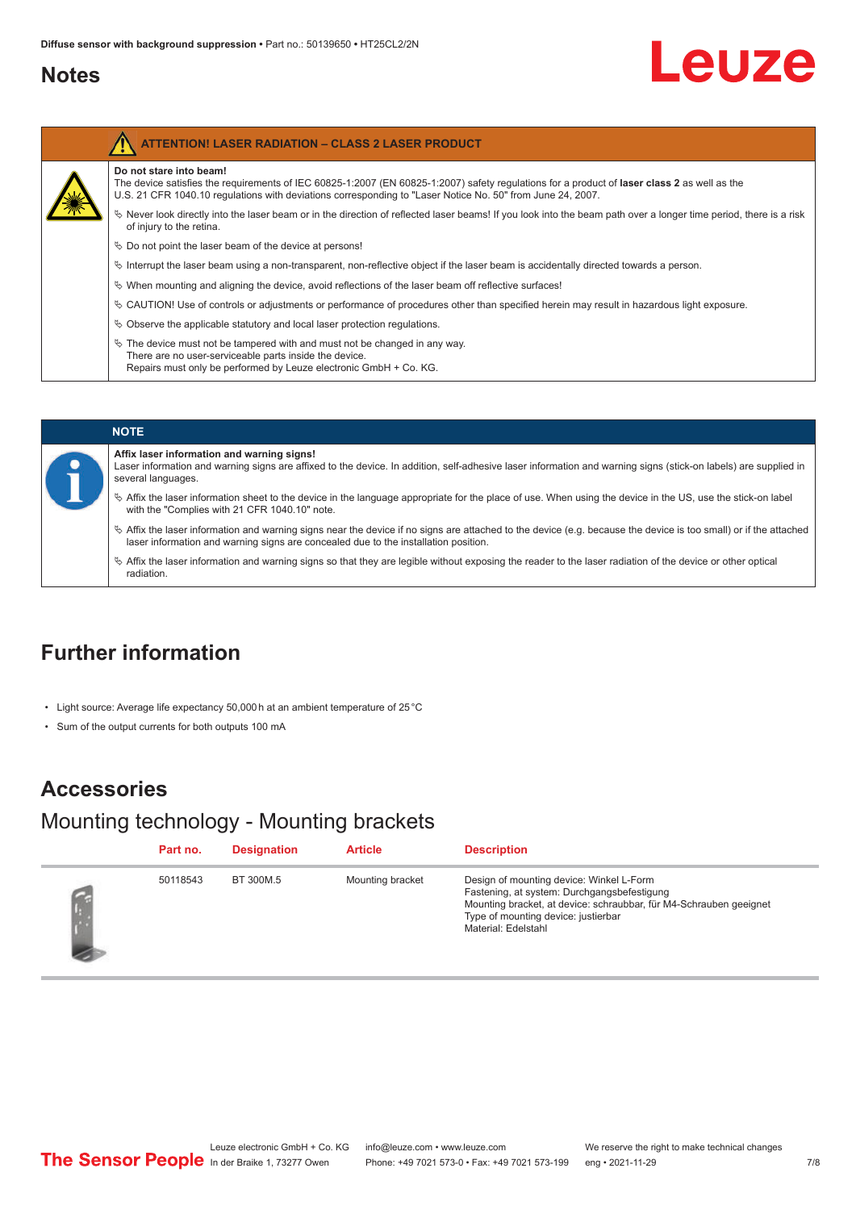# Notes

**ATTENTION! LASER RADIATION – CLASS 2 LASER PRODUCT**

**Do not stare into beam!**
The device satisfies the requirements of IEC 60825-1:2007 (EN 60825-1:2007) safety regulations for a product of **laser class 2** as well as the U.S. 21 CFR 1040.10 regulations with deviations corresponding to "Laser Notice No. 50" from June 24, 2007.

- Never look directly into the laser beam or in the direction of reflected laser beams! If you look into the beam path over a longer time period, there is a risk of injury to the retina.
- Do not point the laser beam of the device at persons!
- Interrupt the laser beam using a non-transparent, non-reflective object if the laser beam is accidentally directed towards a person.
- When mounting and aligning the device, avoid reflections of the laser beam off reflective surfaces!
- CAUTION! Use of controls or adjustments or performance of procedures other than specified herein may result in hazardous light exposure.
- Observe the applicable statutory and local laser protection regulations.
- The device must not be tampered with and must not be changed in any way.
  There are no user-serviceable parts inside the device.
  Repairs must only be performed by Leuze electronic GmbH + Co. KG.

**NOTE**

**Affix laser information and warning signs!**
Laser information and warning signs are affixed to the device. In addition, self-adhesive laser information and warning signs (stick-on labels) are supplied in several languages.

- Affix the laser information sheet to the device in the language appropriate for the place of use. When using the device in the US, use the stick-on label with the "Complies with 21 CFR 1040.10" note.
- Affix the laser information and warning signs near the device if no signs are attached to the device (e.g. because the device is too small) or if the attached laser information and warning signs are concealed due to the installation position.
- Affix the laser information and warning signs so that they are legible without exposing the reader to the laser radiation of the device or other optical radiation.

# Further information

- Light source: Average life expectancy 50,000 h at an ambient temperature of 25 °C
- Sum of the output currents for both outputs 100 mA

# Accessories

## Mounting technology - Mounting brackets

| | Part no. | Designation | Article | Description |
|---|---|---|---|---|
| | 50118543 | BT 300M.5 | Mounting bracket | Design of mounting device: Winkel L-Form<br>Fastening, at system: Durchgangsbefestigung<br>Mounting bracket, at device: schraubbar, für M4-Schrauben geeignet<br>Type of mounting device: justierbar<br>Material: Edelstahl |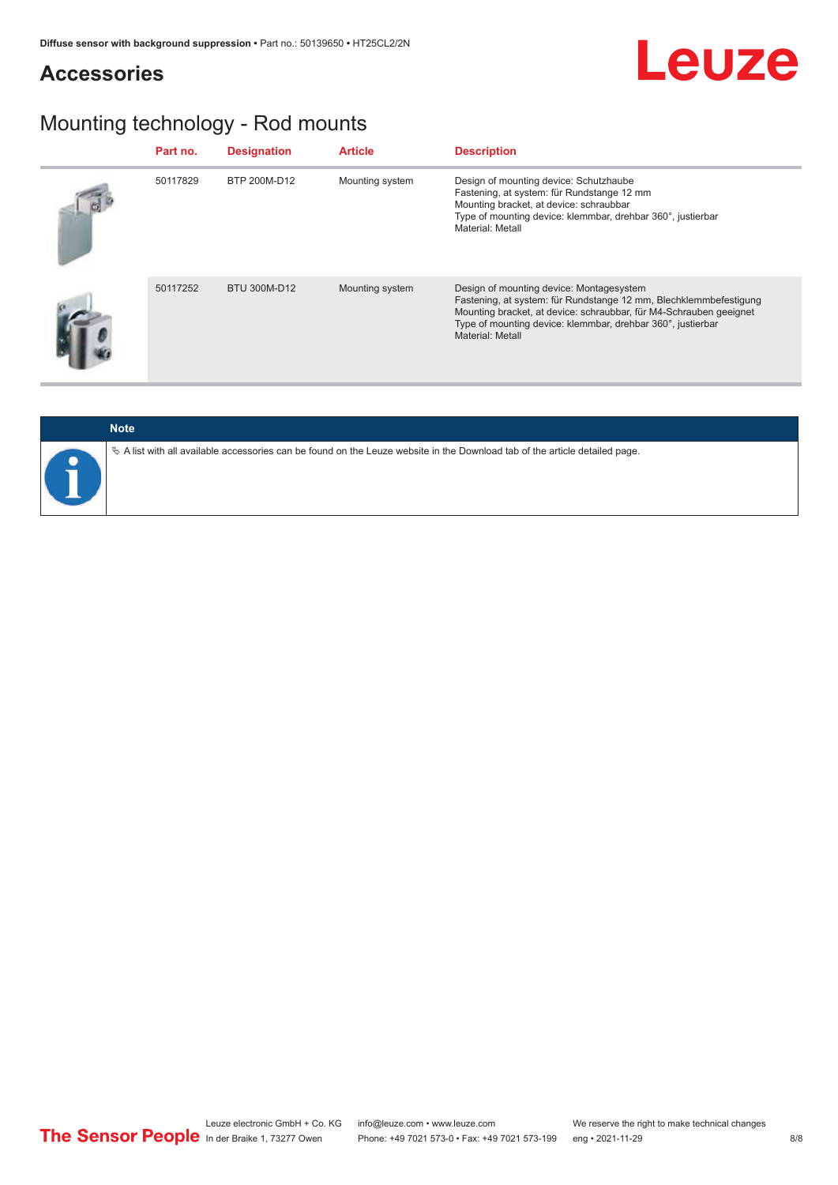## Accessories

# Mounting technology - Rod mounts

| | Part no. | Designation | Article | Description |
|---|---|---|---|---|
| | 50117829 | BTP 200M-D12 | Mounting system | Design of mounting device: Schutzhaube<br>Fastening, at system: für Rundstange 12 mm<br>Mounting bracket, at device: schraubbar<br>Type of mounting device: klemmbar, drehbar 360°, justierbar<br>Material: Metall |
| | 50117252 | BTU 300M-D12 | Mounting system | Design of mounting device: Montagesystem<br>Fastening, at system: für Rundstange 12 mm, Blechklemmbefestigung<br>Mounting bracket, at device: schraubbar, für M4-Schrauben geeignet<br>Type of mounting device: klemmbar, drehbar 360°, justierbar<br>Material: Metall |

**Note**

↳ A list with all available accessories can be found on the Leuze website in the Download tab of the article detailed page.

The Sensor People

Leuze electronic GmbH + Co. KG
In der Braike 1, 73277 Owen

info@leuze.com • www.leuze.com
Phone: +49 7021 573-0 • Fax: +49 7021 573-199

We reserve the right to make technical changes
eng • 2021-11-29